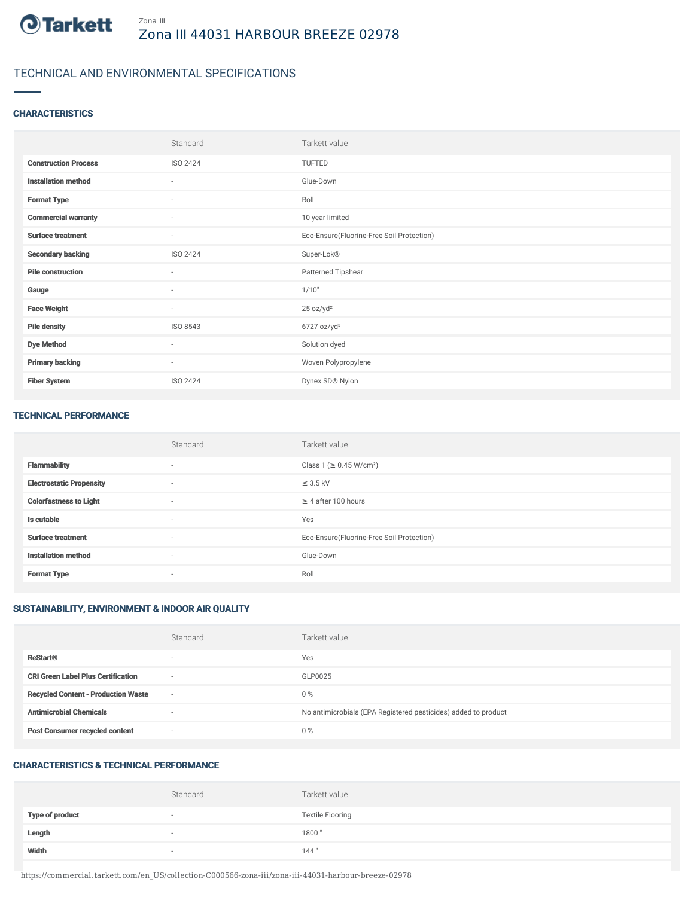Zona III

# Zona III 44031 HARBOUR BREEZE 02978

## TECHNICAL AND ENVIRONMENTAL SPECIFICATIONS

### CHARACTERISTICS

| | Standard | Tarkett value |
|---|---|---|
| **Construction Process** | ISO 2424 | TUFTED |
| **Installation method** | - | Glue-Down |
| **Format Type** | - | Roll |
| **Commercial warranty** | - | 10 year limited |
| **Surface treatment** | - | Eco-Ensure(Fluorine-Free Soil Protection) |
| **Secondary backing** | ISO 2424 | Super-Lok® |
| **Pile construction** | - | Patterned Tipshear |
| **Gauge** | - | 1/10" |
| **Face Weight** | - | 25 oz/yd² |
| **Pile density** | ISO 8543 | 6727 oz/yd³ |
| **Dye Method** | - | Solution dyed |
| **Primary backing** | - | Woven Polypropylene |
| **Fiber System** | ISO 2424 | Dynex SD® Nylon |

### TECHNICAL PERFORMANCE

| | Standard | Tarkett value |
|---|---|---|
| **Flammability** | - | Class 1 (≥ 0.45 W/cm²) |
| **Electrostatic Propensity** | - | ≤ 3.5 kV |
| **Colorfastness to Light** | - | ≥ 4 after 100 hours |
| **Is cutable** | - | Yes |
| **Surface treatment** | - | Eco-Ensure(Fluorine-Free Soil Protection) |
| **Installation method** | - | Glue-Down |
| **Format Type** | - | Roll |

### SUSTAINABILITY, ENVIRONMENT & INDOOR AIR QUALITY

| | Standard | Tarkett value |
|---|---|---|
| **ReStart®** | - | Yes |
| **CRI Green Label Plus Certification** | - | GLP0025 |
| **Recycled Content - Production Waste** | - | 0 % |
| **Antimicrobial Chemicals** | - | No antimicrobials (EPA Registered pesticides) added to product |
| **Post Consumer recycled content** | - | 0 % |

### CHARACTERISTICS & TECHNICAL PERFORMANCE

| | Standard | Tarkett value |
|---|---|---|
| **Type of product** | - | Textile Flooring |
| **Length** | - | 1800 " |
| **Width** | - | 144 " |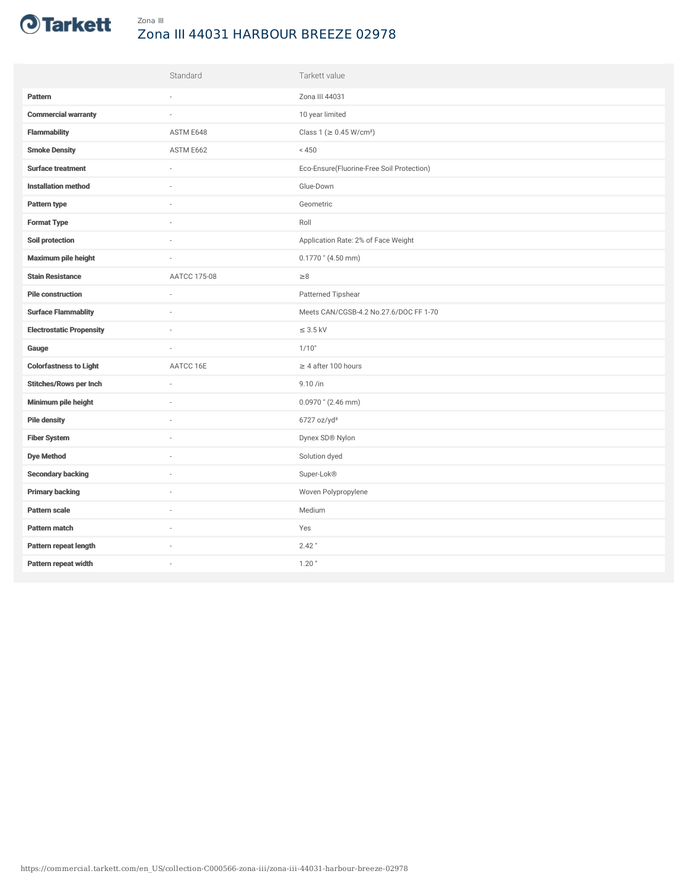Zona III

# Zona III 44031 HARBOUR BREEZE 02978

| | Standard | Tarkett value |
|---|---|---|
| **Pattern** | - | Zona III 44031 |
| **Commercial warranty** | - | 10 year limited |
| **Flammability** | ASTM E648 | Class 1 (≥ 0.45 W/cm²) |
| **Smoke Density** | ASTM E662 | < 450 |
| **Surface treatment** | - | Eco-Ensure(Fluorine-Free Soil Protection) |
| **Installation method** | - | Glue-Down |
| **Pattern type** | - | Geometric |
| **Format Type** | - | Roll |
| **Soil protection** | - | Application Rate: 2% of Face Weight |
| **Maximum pile height** | - | 0.1770 " (4.50 mm) |
| **Stain Resistance** | AATCC 175-08 | ≥8 |
| **Pile construction** | - | Patterned Tipshear |
| **Surface Flammablity** | - | Meets CAN/CGSB-4.2 No.27.6/DOC FF 1-70 |
| **Electrostatic Propensity** | - | ≤ 3.5 kV |
| **Gauge** | - | 1/10" |
| **Colorfastness to Light** | AATCC 16E | ≥ 4 after 100 hours |
| **Stitches/Rows per Inch** | - | 9.10 /in |
| **Minimum pile height** | - | 0.0970 " (2.46 mm) |
| **Pile density** | - | 6727 oz/yd³ |
| **Fiber System** | - | Dynex SD® Nylon |
| **Dye Method** | - | Solution dyed |
| **Secondary backing** | - | Super-Lok® |
| **Primary backing** | - | Woven Polypropylene |
| **Pattern scale** | - | Medium |
| **Pattern match** | - | Yes |
| **Pattern repeat length** | - | 2.42 " |
| **Pattern repeat width** | - | 1.20 " |

https://commercial.tarkett.com/en_US/collection-C000566-zona-iii/zona-iii-44031-harbour-breeze-02978